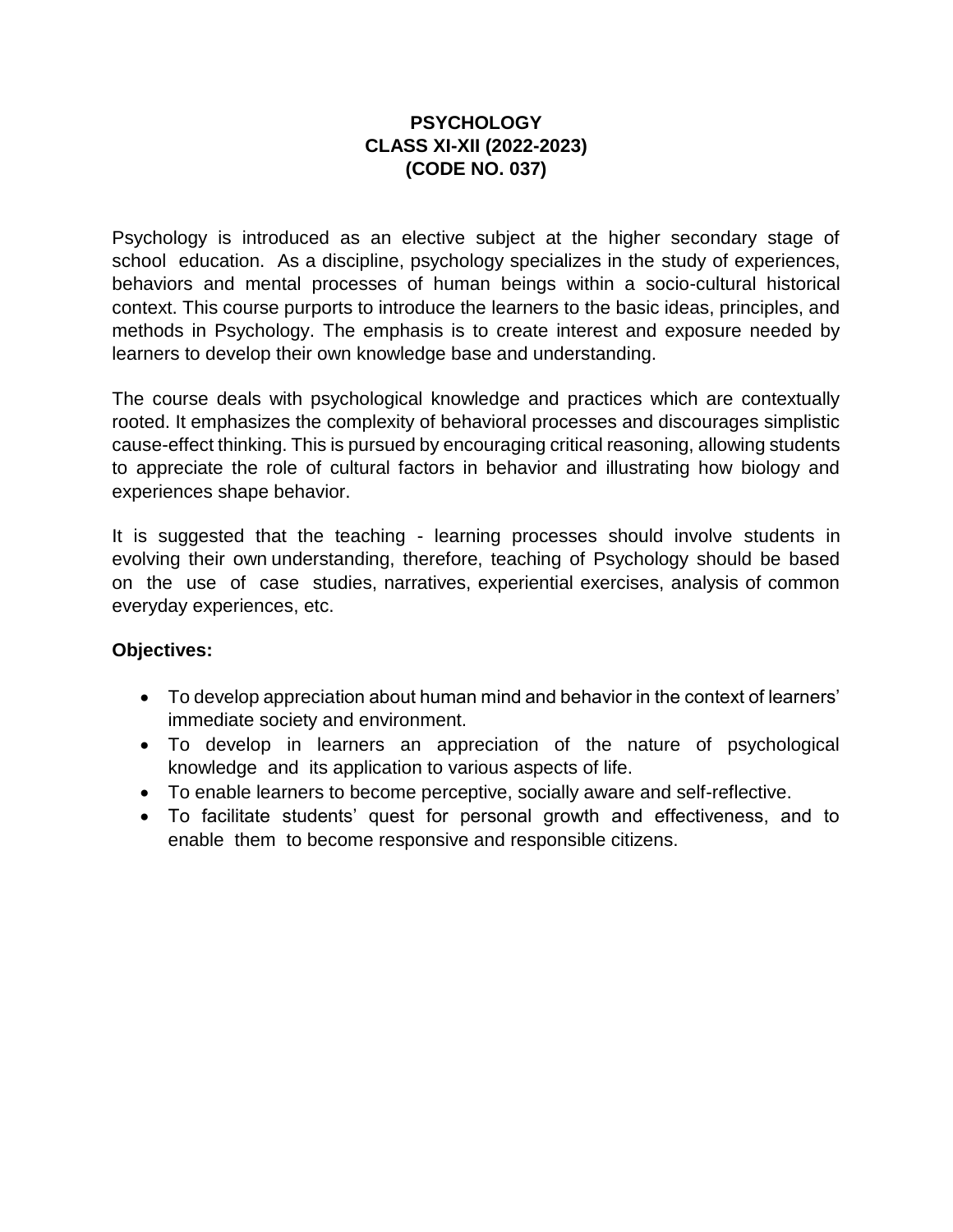# PSYCHOLOGY
# CLASS XI-XII (2022-2023)
# (CODE NO. 037)

Psychology is introduced as an elective subject at the higher secondary stage of school education. As a discipline, psychology specializes in the study of experiences, behaviors and mental processes of human beings within a socio-cultural historical context. This course purports to introduce the learners to the basic ideas, principles, and methods in Psychology. The emphasis is to create interest and exposure needed by learners to develop their own knowledge base and understanding.

The course deals with psychological knowledge and practices which are contextually rooted. It emphasizes the complexity of behavioral processes and discourages simplistic cause-effect thinking. This is pursued by encouraging critical reasoning, allowing students to appreciate the role of cultural factors in behavior and illustrating how biology and experiences shape behavior.

It is suggested that the teaching - learning processes should involve students in evolving their own understanding, therefore, teaching of Psychology should be based on the use of case studies, narratives, experiential exercises, analysis of common everyday experiences, etc.

**Objectives:**

- To develop appreciation about human mind and behavior in the context of learners' immediate society and environment.
- To develop in learners an appreciation of the nature of psychological knowledge and its application to various aspects of life.
- To enable learners to become perceptive, socially aware and self-reflective.
- To facilitate students' quest for personal growth and effectiveness, and to enable them to become responsive and responsible citizens.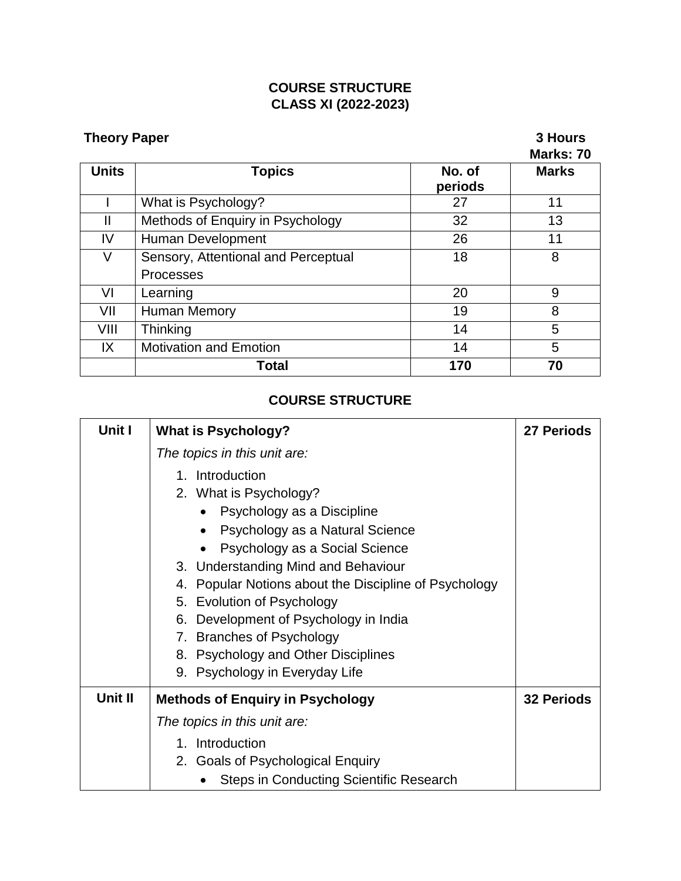# COURSE STRUCTURE
## CLASS XI (2022-2023)

**Theory Paper** **3 Hours**

**Marks: 70**

| Units | Topics | No. of periods | Marks |
|---|---|---|---|
| I | What is Psychology? | 27 | 11 |
| II | Methods of Enquiry in Psychology | 32 | 13 |
| IV | Human Development | 26 | 11 |
| V | Sensory, Attentional and Perceptual Processes | 18 | 8 |
| VI | Learning | 20 | 9 |
| VII | Human Memory | 19 | 8 |
| VIII | Thinking | 14 | 5 |
| IX | Motivation and Emotion | 14 | 5 |
| | **Total** | **170** | **70** |

## COURSE STRUCTURE

| Unit | Content | Periods |
|---|---|---|
| **Unit I** | **What is Psychology?**<br>*The topics in this unit are:*<br>1. Introduction<br>2. What is Psychology?<br>• Psychology as a Discipline<br>• Psychology as a Natural Science<br>• Psychology as a Social Science<br>3. Understanding Mind and Behaviour<br>4. Popular Notions about the Discipline of Psychology<br>5. Evolution of Psychology<br>6. Development of Psychology in India<br>7. Branches of Psychology<br>8. Psychology and Other Disciplines<br>9. Psychology in Everyday Life | **27 Periods** |
| **Unit II** | **Methods of Enquiry in Psychology**<br>*The topics in this unit are:*<br>1. Introduction<br>2. Goals of Psychological Enquiry<br>• Steps in Conducting Scientific Research | **32 Periods** |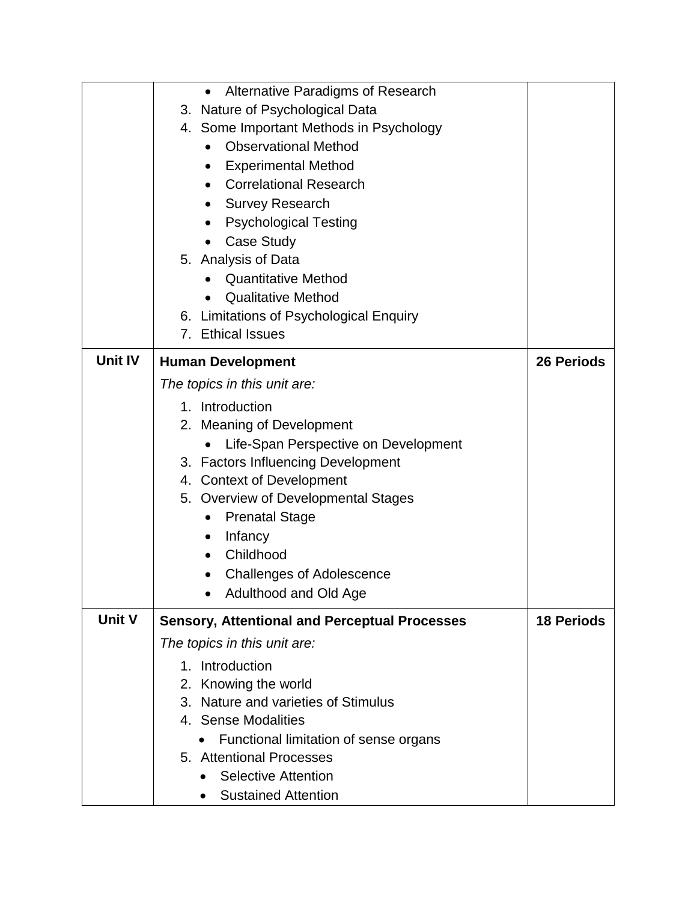| | | |
|---|---|---|
| | • Alternative Paradigms of Research<br>3. Nature of Psychological Data<br>4. Some Important Methods in Psychology<br>• Observational Method<br>• Experimental Method<br>• Correlational Research<br>• Survey Research<br>• Psychological Testing<br>• Case Study<br>5. Analysis of Data<br>• Quantitative Method<br>• Qualitative Method<br>6. Limitations of Psychological Enquiry<br>7. Ethical Issues | |
| **Unit IV** | **Human Development**<br>*The topics in this unit are:*<br>1. Introduction<br>2. Meaning of Development<br>• Life-Span Perspective on Development<br>3. Factors Influencing Development<br>4. Context of Development<br>5. Overview of Developmental Stages<br>• Prenatal Stage<br>• Infancy<br>• Childhood<br>• Challenges of Adolescence<br>• Adulthood and Old Age | **26 Periods** |
| **Unit V** | **Sensory, Attentional and Perceptual Processes**<br>*The topics in this unit are:*<br>1. Introduction<br>2. Knowing the world<br>3. Nature and varieties of Stimulus<br>4. Sense Modalities<br>• Functional limitation of sense organs<br>5. Attentional Processes<br>• Selective Attention<br>• Sustained Attention | **18 Periods** |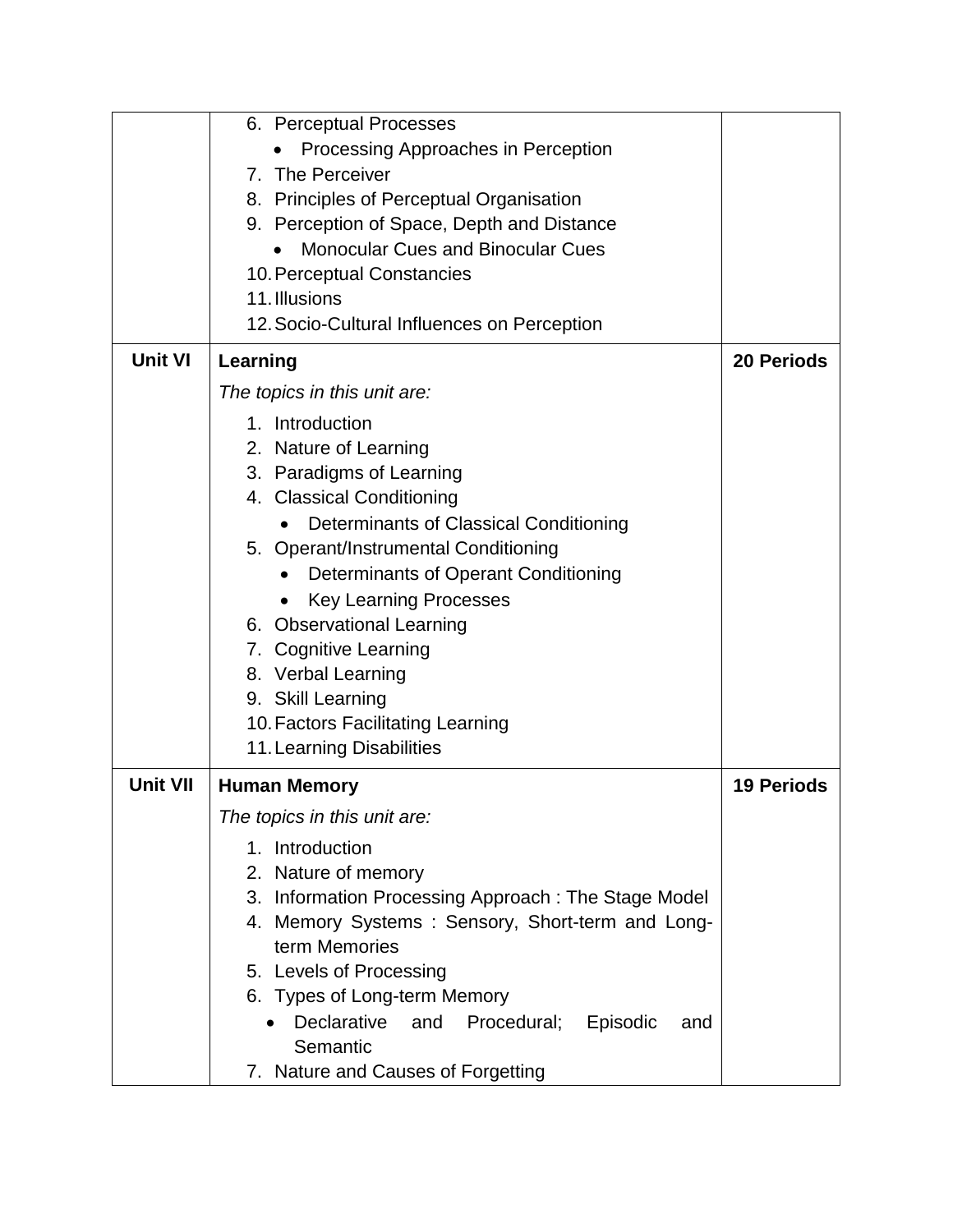| | | |
|---|---|---|
| | 6. Perceptual Processes<br>• Processing Approaches in Perception<br>7. The Perceiver<br>8. Principles of Perceptual Organisation<br>9. Perception of Space, Depth and Distance<br>• Monocular Cues and Binocular Cues<br>10. Perceptual Constancies<br>11. Illusions<br>12. Socio-Cultural Influences on Perception | |
| **Unit VI** | **Learning**<br>*The topics in this unit are:*<br>1. Introduction<br>2. Nature of Learning<br>3. Paradigms of Learning<br>4. Classical Conditioning<br>• Determinants of Classical Conditioning<br>5. Operant/Instrumental Conditioning<br>• Determinants of Operant Conditioning<br>• Key Learning Processes<br>6. Observational Learning<br>7. Cognitive Learning<br>8. Verbal Learning<br>9. Skill Learning<br>10. Factors Facilitating Learning<br>11. Learning Disabilities | **20 Periods** |
| **Unit VII** | **Human Memory**<br>*The topics in this unit are:*<br>1. Introduction<br>2. Nature of memory<br>3. Information Processing Approach : The Stage Model<br>4. Memory Systems : Sensory, Short-term and Long-term Memories<br>5. Levels of Processing<br>6. Types of Long-term Memory<br>• Declarative and Procedural; Episodic and Semantic<br>7. Nature and Causes of Forgetting | **19 Periods** |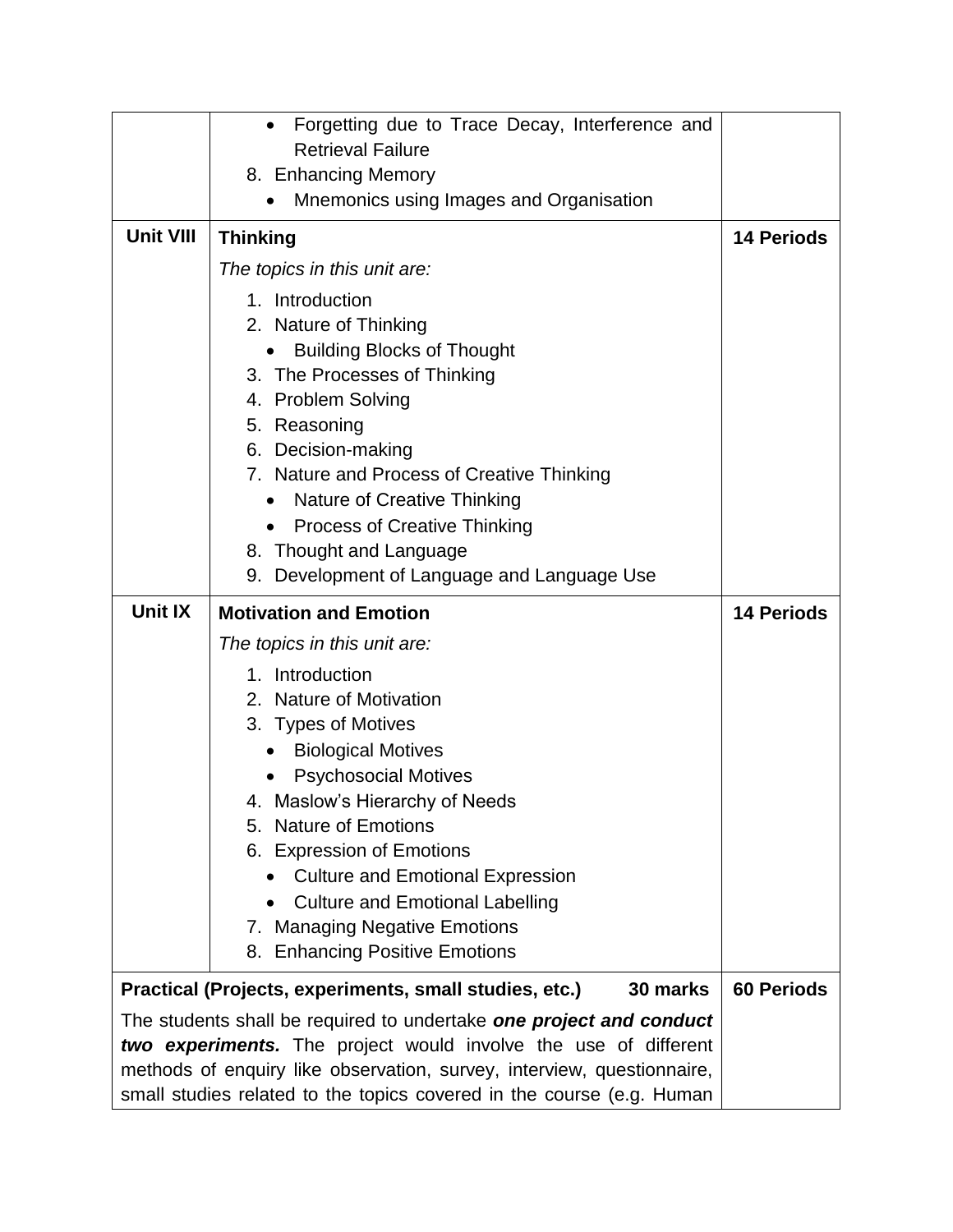| | | |
|---|---|---|
| | • Forgetting due to Trace Decay, Interference and Retrieval Failure<br>8. Enhancing Memory<br>• Mnemonics using Images and Organisation | |
| **Unit VIII** | **Thinking**<br>*The topics in this unit are:*<br>1. Introduction<br>2. Nature of Thinking<br>• Building Blocks of Thought<br>3. The Processes of Thinking<br>4. Problem Solving<br>5. Reasoning<br>6. Decision-making<br>7. Nature and Process of Creative Thinking<br>• Nature of Creative Thinking<br>• Process of Creative Thinking<br>8. Thought and Language<br>9. Development of Language and Language Use | **14 Periods** |
| **Unit IX** | **Motivation and Emotion**<br>*The topics in this unit are:*<br>1. Introduction<br>2. Nature of Motivation<br>3. Types of Motives<br>• Biological Motives<br>• Psychosocial Motives<br>4. Maslow's Hierarchy of Needs<br>5. Nature of Emotions<br>6. Expression of Emotions<br>• Culture and Emotional Expression<br>• Culture and Emotional Labelling<br>7. Managing Negative Emotions<br>8. Enhancing Positive Emotions | **14 Periods** |
| **Practical (Projects, experiments, small studies, etc.) 30 marks** | | **60 Periods** |
| The students shall be required to undertake ***one project and conduct two experiments.*** The project would involve the use of different methods of enquiry like observation, survey, interview, questionnaire, small studies related to the topics covered in the course (e.g. Human | | |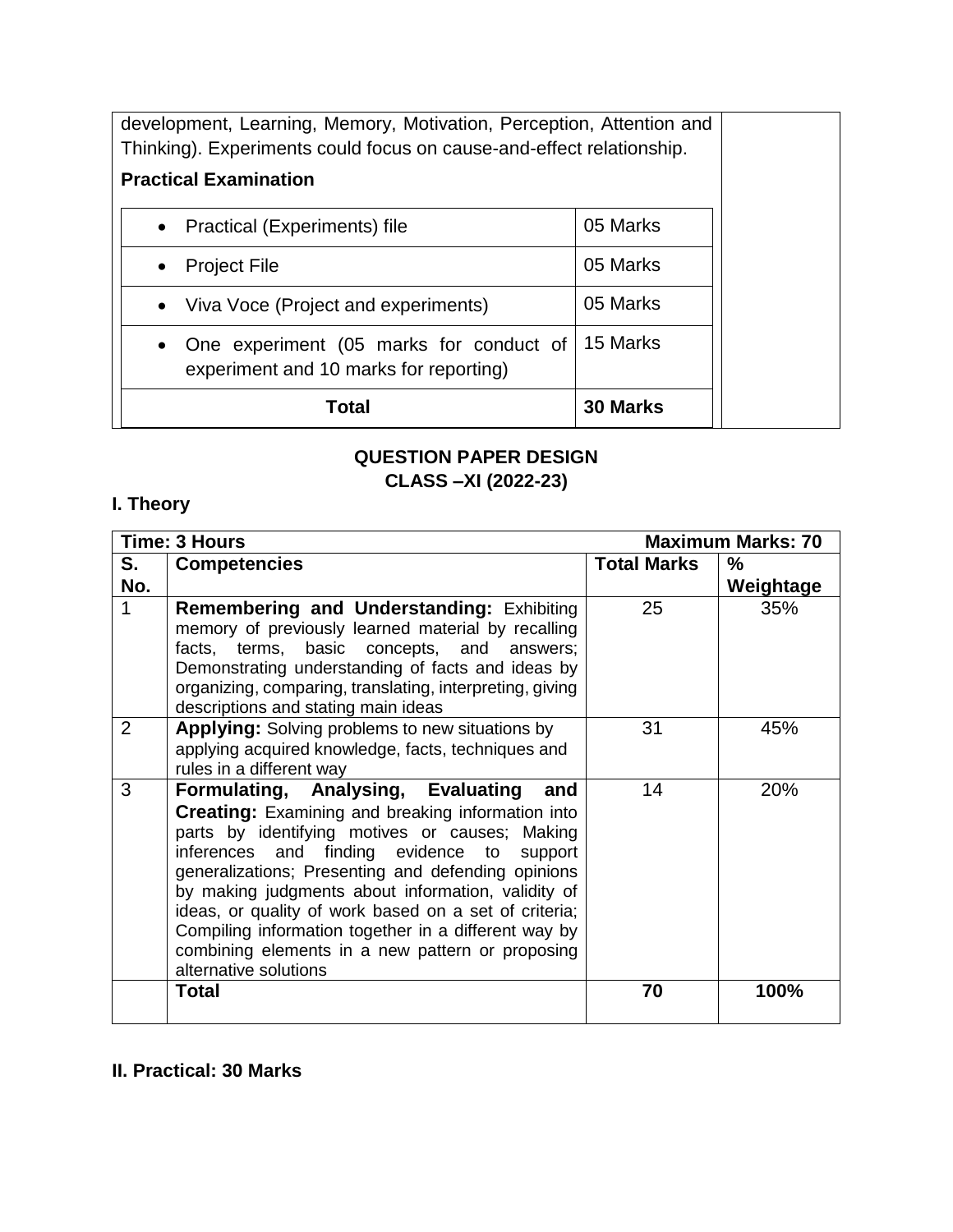development, Learning, Memory, Motivation, Perception, Attention and Thinking). Experiments could focus on cause-and-effect relationship.

**Practical Examination**

| | |
|---|---|
| • Practical (Experiments) file | 05 Marks |
| • Project File | 05 Marks |
| • Viva Voce (Project and experiments) | 05 Marks |
| • One experiment (05 marks for conduct of experiment and 10 marks for reporting) | 15 Marks |
| **Total** | **30 Marks** |

## QUESTION PAPER DESIGN
## CLASS –XI (2022-23)

### I. Theory

| **Time: 3 Hours** | | | **Maximum Marks: 70** |
|---|---|---|---|
| **S. No.** | **Competencies** | **Total Marks** | **% Weightage** |
| 1 | **Remembering and Understanding:** Exhibiting memory of previously learned material by recalling facts, terms, basic concepts, and answers; Demonstrating understanding of facts and ideas by organizing, comparing, translating, interpreting, giving descriptions and stating main ideas | 25 | 35% |
| 2 | **Applying:** Solving problems to new situations by applying acquired knowledge, facts, techniques and rules in a different way | 31 | 45% |
| 3 | **Formulating, Analysing, Evaluating and Creating:** Examining and breaking information into parts by identifying motives or causes; Making inferences and finding evidence to support generalizations; Presenting and defending opinions by making judgments about information, validity of ideas, or quality of work based on a set of criteria; Compiling information together in a different way by combining elements in a new pattern or proposing alternative solutions | 14 | 20% |
| | **Total** | **70** | **100%** |

### II. Practical: 30 Marks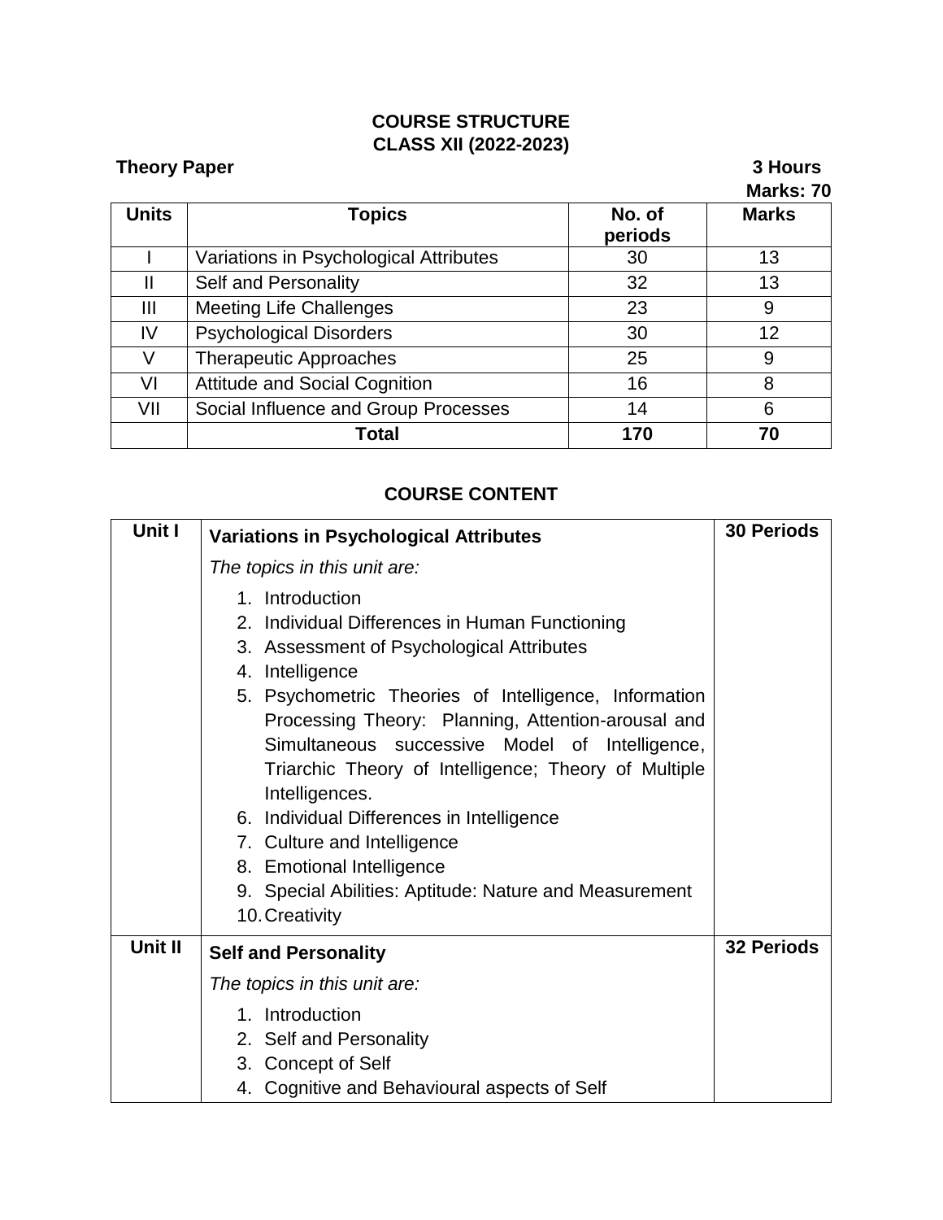## COURSE STRUCTURE
## CLASS XII (2022-2023)

**Theory Paper** **3 Hours**

**Marks: 70**

| Units | Topics | No. of periods | Marks |
|---|---|---|---|
| I | Variations in Psychological Attributes | 30 | 13 |
| II | Self and Personality | 32 | 13 |
| III | Meeting Life Challenges | 23 | 9 |
| IV | Psychological Disorders | 30 | 12 |
| V | Therapeutic Approaches | 25 | 9 |
| VI | Attitude and Social Cognition | 16 | 8 |
| VII | Social Influence and Group Processes | 14 | 6 |
| | **Total** | **170** | **70** |

## COURSE CONTENT

| Unit | Content | Periods |
|---|---|---|
| **Unit I** | **Variations in Psychological Attributes**<br>*The topics in this unit are:*<br>1. Introduction<br>2. Individual Differences in Human Functioning<br>3. Assessment of Psychological Attributes<br>4. Intelligence<br>5. Psychometric Theories of Intelligence, Information Processing Theory: Planning, Attention-arousal and Simultaneous successive Model of Intelligence, Triarchic Theory of Intelligence; Theory of Multiple Intelligences.<br>6. Individual Differences in Intelligence<br>7. Culture and Intelligence<br>8. Emotional Intelligence<br>9. Special Abilities: Aptitude: Nature and Measurement<br>10. Creativity | **30 Periods** |
| **Unit II** | **Self and Personality**<br>*The topics in this unit are:*<br>1. Introduction<br>2. Self and Personality<br>3. Concept of Self<br>4. Cognitive and Behavioural aspects of Self | **32 Periods** |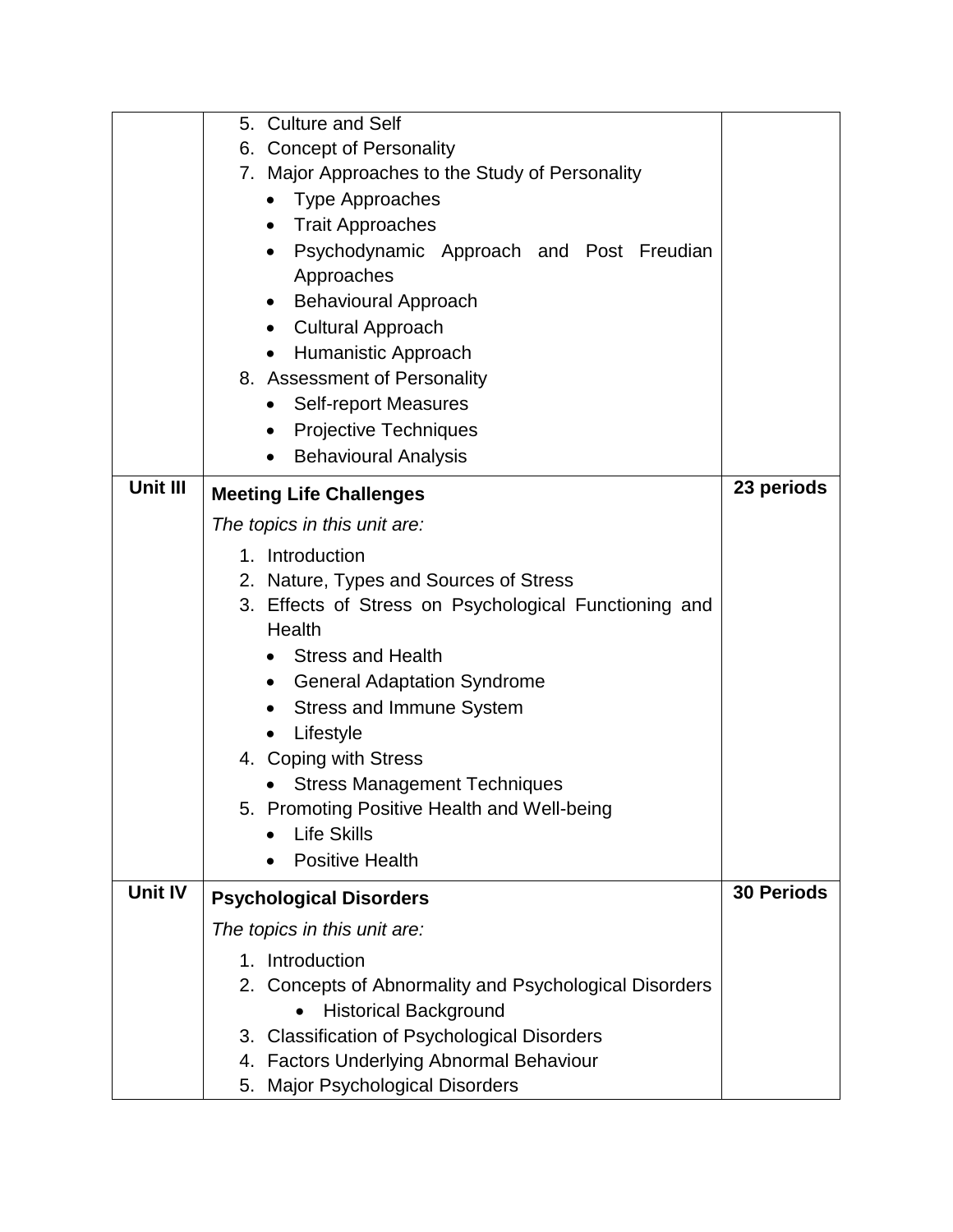| | | |
|---|---|---|
| | 5. Culture and Self<br>6. Concept of Personality<br>7. Major Approaches to the Study of Personality<br>• Type Approaches<br>• Trait Approaches<br>• Psychodynamic Approach and Post Freudian Approaches<br>• Behavioural Approach<br>• Cultural Approach<br>• Humanistic Approach<br>8. Assessment of Personality<br>• Self-report Measures<br>• Projective Techniques<br>• Behavioural Analysis | |
| **Unit III** | **Meeting Life Challenges**<br>*The topics in this unit are:*<br>1. Introduction<br>2. Nature, Types and Sources of Stress<br>3. Effects of Stress on Psychological Functioning and Health<br>• Stress and Health<br>• General Adaptation Syndrome<br>• Stress and Immune System<br>• Lifestyle<br>4. Coping with Stress<br>• Stress Management Techniques<br>5. Promoting Positive Health and Well-being<br>• Life Skills<br>• Positive Health | **23 periods** |
| **Unit IV** | **Psychological Disorders**<br>*The topics in this unit are:*<br>1. Introduction<br>2. Concepts of Abnormality and Psychological Disorders<br>• Historical Background<br>3. Classification of Psychological Disorders<br>4. Factors Underlying Abnormal Behaviour<br>5. Major Psychological Disorders | **30 Periods** |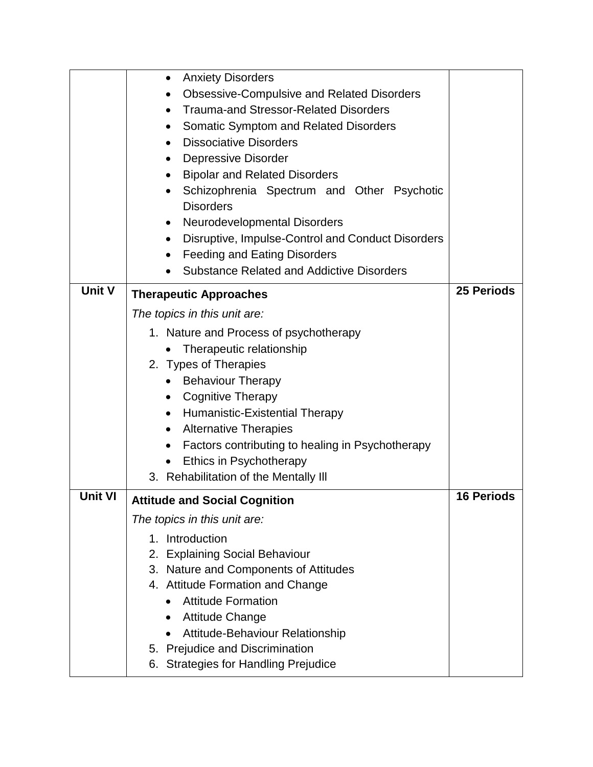| | | |
|---|---|---|
| | • Anxiety Disorders<br>• Obsessive-Compulsive and Related Disorders<br>• Trauma-and Stressor-Related Disorders<br>• Somatic Symptom and Related Disorders<br>• Dissociative Disorders<br>• Depressive Disorder<br>• Bipolar and Related Disorders<br>• Schizophrenia Spectrum and Other Psychotic Disorders<br>• Neurodevelopmental Disorders<br>• Disruptive, Impulse-Control and Conduct Disorders<br>• Feeding and Eating Disorders<br>• Substance Related and Addictive Disorders | |
| **Unit V** | **Therapeutic Approaches**<br>*The topics in this unit are:*<br>1. Nature and Process of psychotherapy<br>• Therapeutic relationship<br>2. Types of Therapies<br>• Behaviour Therapy<br>• Cognitive Therapy<br>• Humanistic-Existential Therapy<br>• Alternative Therapies<br>• Factors contributing to healing in Psychotherapy<br>• Ethics in Psychotherapy<br>3. Rehabilitation of the Mentally Ill | **25 Periods** |
| **Unit VI** | **Attitude and Social Cognition**<br>*The topics in this unit are:*<br>1. Introduction<br>2. Explaining Social Behaviour<br>3. Nature and Components of Attitudes<br>4. Attitude Formation and Change<br>• Attitude Formation<br>• Attitude Change<br>• Attitude-Behaviour Relationship<br>5. Prejudice and Discrimination<br>6. Strategies for Handling Prejudice | **16 Periods** |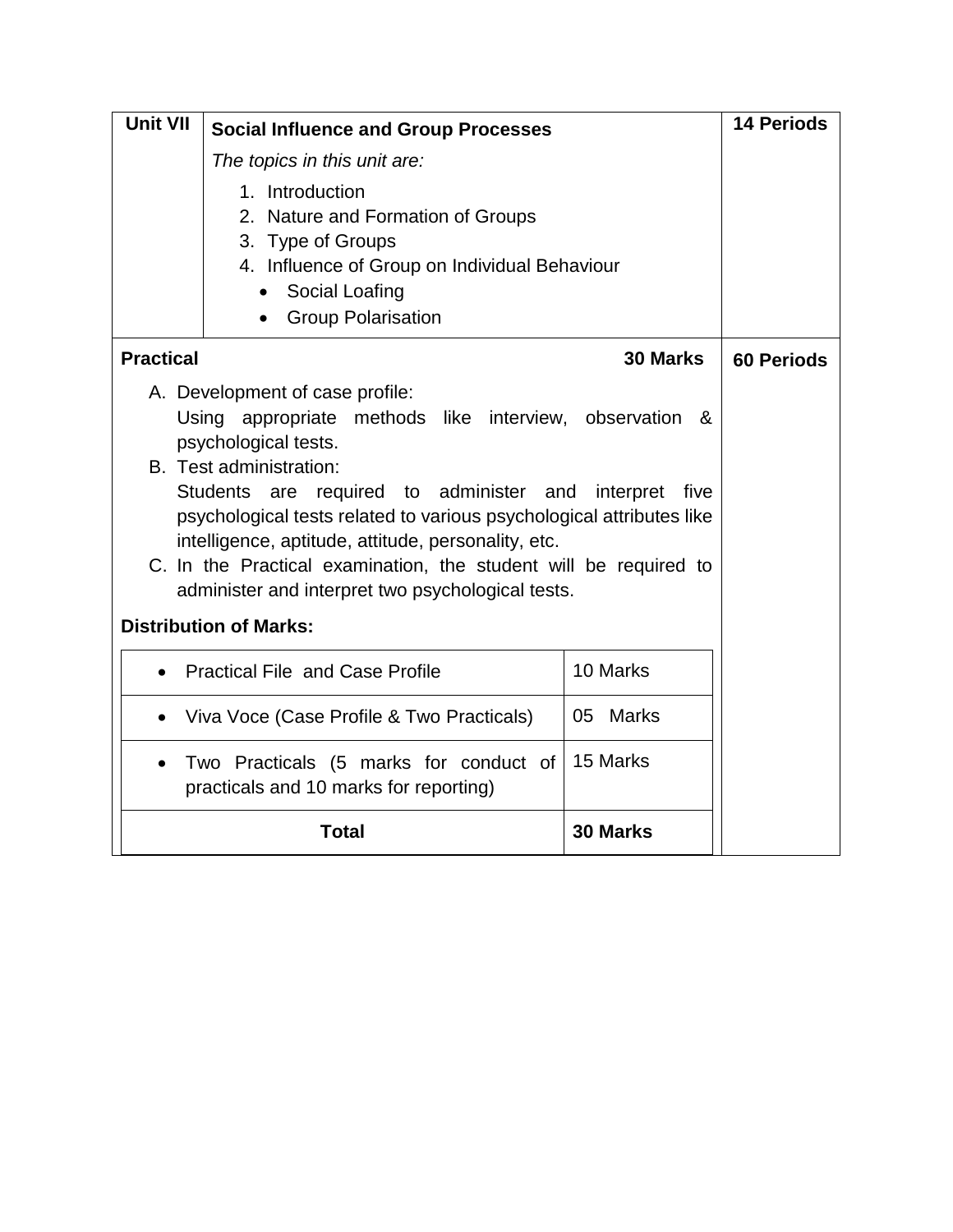| Unit VII | **Social Influence and Group Processes**<br>*The topics in this unit are:*<br>1. Introduction<br>2. Nature and Formation of Groups<br>3. Type of Groups<br>4. Influence of Group on Individual Behaviour<br>• Social Loafing<br>• Group Polarisation | **14 Periods** |
|---|---|---|

**Practical** **30 Marks** **60 Periods**

A. Development of case profile:
   Using appropriate methods like interview, observation & psychological tests.
B. Test administration:
   Students are required to administer and interpret five psychological tests related to various psychological attributes like intelligence, aptitude, attitude, personality, etc.
C. In the Practical examination, the student will be required to administer and interpret two psychological tests.

**Distribution of Marks:**

| | |
|---|---|
| • Practical File and Case Profile | 10 Marks |
| • Viva Voce (Case Profile & Two Practicals) | 05 Marks |
| • Two Practicals (5 marks for conduct of practicals and 10 marks for reporting) | 15 Marks |
| **Total** | **30 Marks** |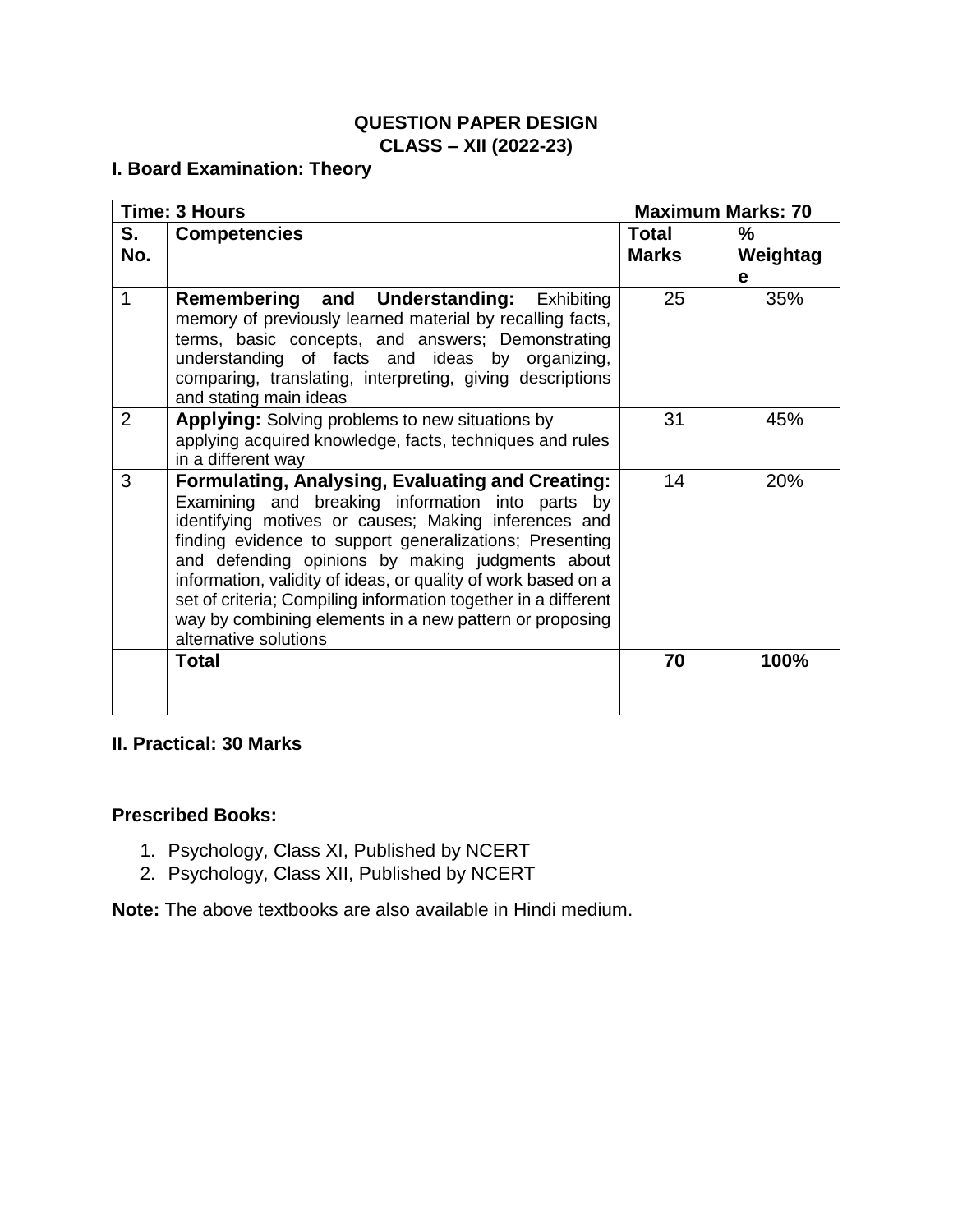## QUESTION PAPER DESIGN
## CLASS – XII (2022-23)

### I. Board Examination: Theory

| Time: 3 Hours | | Maximum Marks: 70 | |
|---|---|---|---|
| **S. No.** | **Competencies** | **Total Marks** | **% Weightage** |
| 1 | **Remembering and Understanding:** Exhibiting memory of previously learned material by recalling facts, terms, basic concepts, and answers; Demonstrating understanding of facts and ideas by organizing, comparing, translating, interpreting, giving descriptions and stating main ideas | 25 | 35% |
| 2 | **Applying:** Solving problems to new situations by applying acquired knowledge, facts, techniques and rules in a different way | 31 | 45% |
| 3 | **Formulating, Analysing, Evaluating and Creating:** Examining and breaking information into parts by identifying motives or causes; Making inferences and finding evidence to support generalizations; Presenting and defending opinions by making judgments about information, validity of ideas, or quality of work based on a set of criteria; Compiling information together in a different way by combining elements in a new pattern or proposing alternative solutions | 14 | 20% |
| | **Total** | **70** | **100%** |

### II. Practical: 30 Marks

### Prescribed Books:

1. Psychology, Class XI, Published by NCERT
2. Psychology, Class XII, Published by NCERT

**Note:** The above textbooks are also available in Hindi medium.